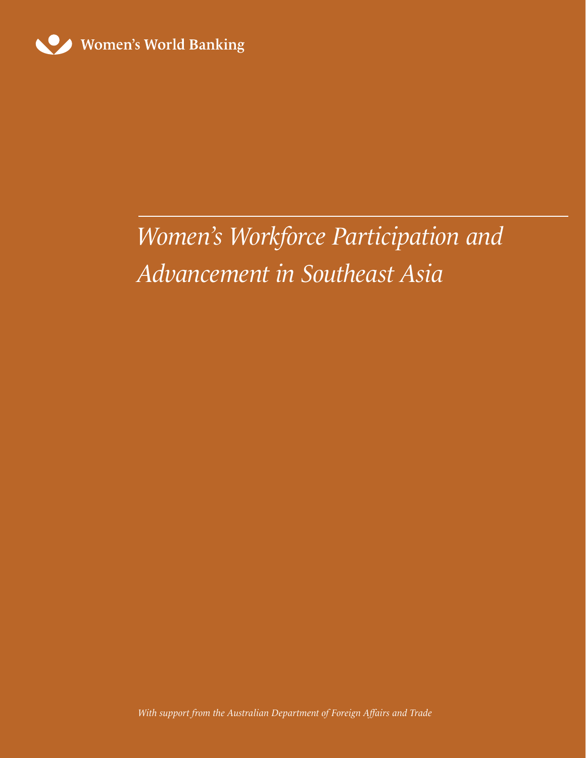Women's World Banking

# *Women's Workforce Participation and Advancement in Southeast Asia*

*With support from the Australian Department of Foreign Affairs and Trade*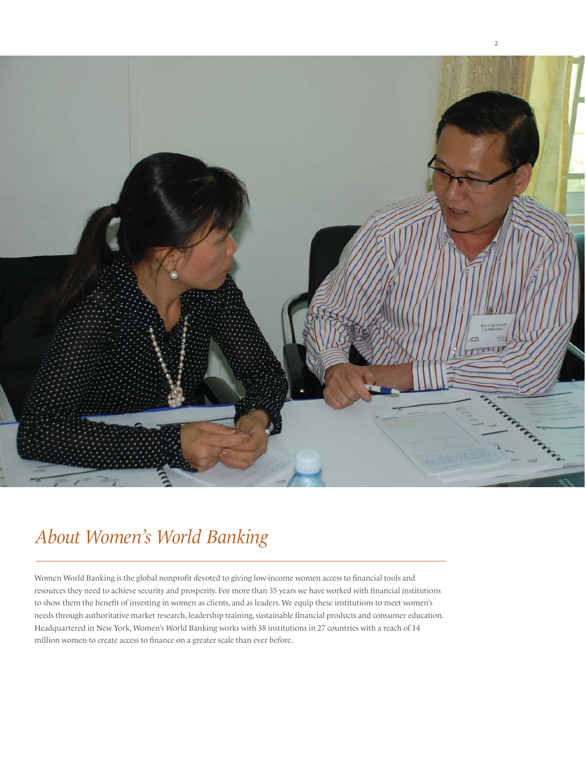# *About Women's World Banking*

Women World Banking is the global nonprofit devoted to giving low-income women access to financial tools and resources they need to achieve security and prosperity. For more than 35 years we have worked with financial institutions to show them the benefit of investing in women as clients, and as leaders. We equip these institutions to meet women's needs through authoritative market research, leadership training, sustainable financial products and consumer education. Headquartered in New York, Women's World Banking works with 38 institutions in 27 countries with a reach of 14 million women to create access to finance on a greater scale than ever before.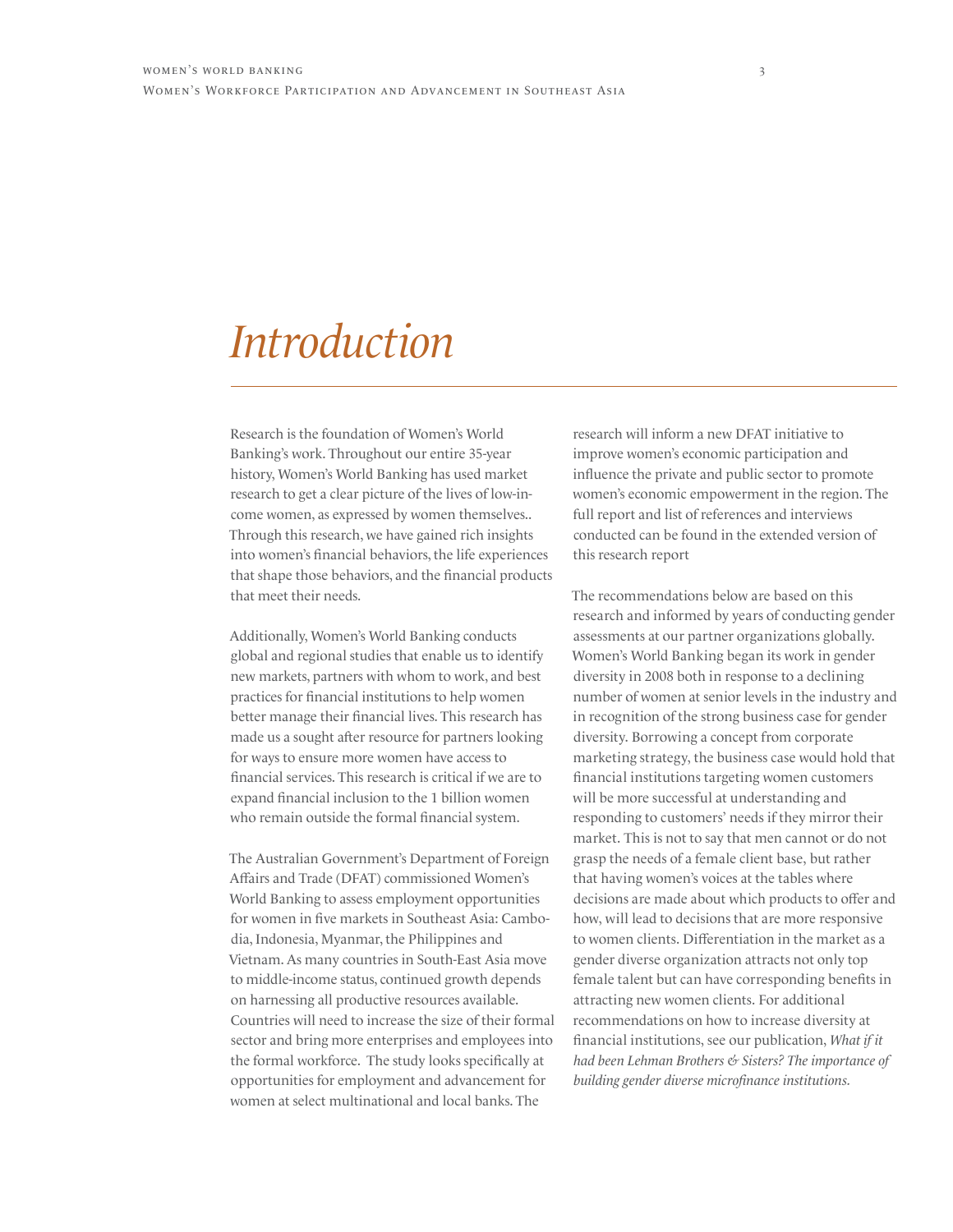# Introduction

Research is the foundation of Women's World Banking's work. Throughout our entire 35-year history, Women's World Banking has used market research to get a clear picture of the lives of low-income women, as expressed by women themselves.. Through this research, we have gained rich insights into women's financial behaviors, the life experiences that shape those behaviors, and the financial products that meet their needs.

Additionally, Women's World Banking conducts global and regional studies that enable us to identify new markets, partners with whom to work, and best practices for financial institutions to help women better manage their financial lives. This research has made us a sought after resource for partners looking for ways to ensure more women have access to financial services. This research is critical if we are to expand financial inclusion to the 1 billion women who remain outside the formal financial system.

The Australian Government's Department of Foreign Affairs and Trade (DFAT) commissioned Women's World Banking to assess employment opportunities for women in five markets in Southeast Asia: Cambodia, Indonesia, Myanmar, the Philippines and Vietnam. As many countries in South-East Asia move to middle-income status, continued growth depends on harnessing all productive resources available. Countries will need to increase the size of their formal sector and bring more enterprises and employees into the formal workforce. The study looks specifically at opportunities for employment and advancement for women at select multinational and local banks. The research will inform a new DFAT initiative to improve women's economic participation and influence the private and public sector to promote women's economic empowerment in the region. The full report and list of references and interviews conducted can be found in the extended version of this research report

The recommendations below are based on this research and informed by years of conducting gender assessments at our partner organizations globally. Women's World Banking began its work in gender diversity in 2008 both in response to a declining number of women at senior levels in the industry and in recognition of the strong business case for gender diversity. Borrowing a concept from corporate marketing strategy, the business case would hold that financial institutions targeting women customers will be more successful at understanding and responding to customers' needs if they mirror their market. This is not to say that men cannot or do not grasp the needs of a female client base, but rather that having women's voices at the tables where decisions are made about which products to offer and how, will lead to decisions that are more responsive to women clients. Differentiation in the market as a gender diverse organization attracts not only top female talent but can have corresponding benefits in attracting new women clients. For additional recommendations on how to increase diversity at financial institutions, see our publication, *What if it had been Lehman Brothers & Sisters? The importance of building gender diverse microfinance institutions.*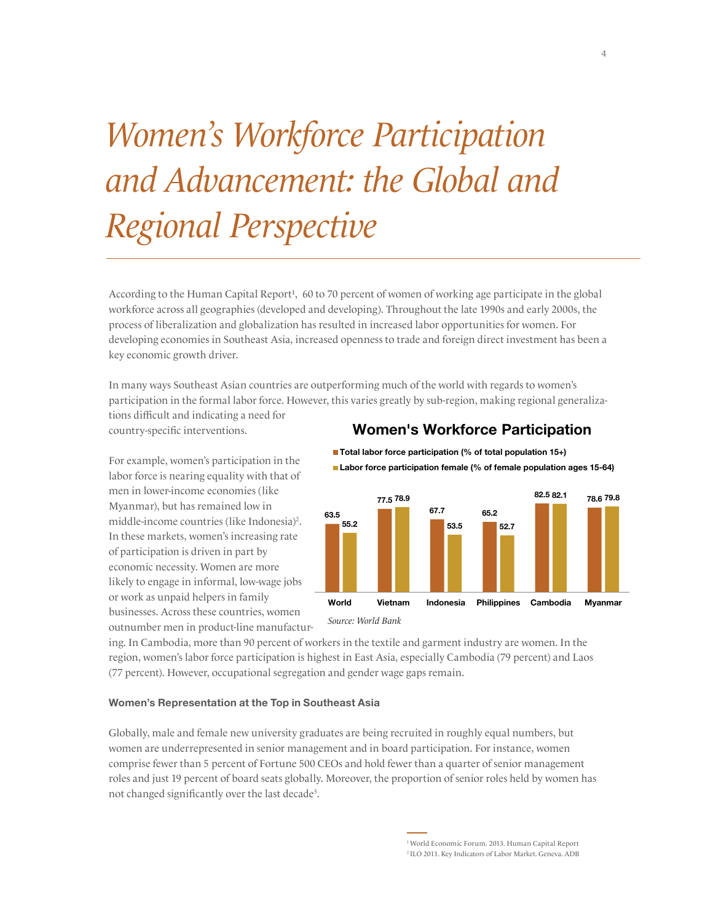# *Women's Workforce Participation and Advancement: the Global and Regional Perspective*

According to the Human Capital Report[1], 60 to 70 percent of women of working age participate in the global workforce across all geographies (developed and developing). Throughout the late 1990s and early 2000s, the process of liberalization and globalization has resulted in increased labor opportunities for women. For developing economies in Southeast Asia, increased openness to trade and foreign direct investment has been a key economic growth driver.

In many ways Southeast Asian countries are outperforming much of the world with regards to women's participation in the formal labor force. However, this varies greatly by sub-region, making regional generalizations difficult and indicating a need for country-specific interventions.

For example, women's participation in the labor force is nearing equality with that of men in lower-income economies (like Myanmar), but has remained low in middle-income countries (like Indonesia)[2]. In these markets, women's increasing rate of participation is driven in part by economic necessity. Women are more likely to engage in informal, low-wage jobs or work as unpaid helpers in family businesses. Across these countries, women outnumber men in product-line manufacturing. In Cambodia, more than 90 percent of workers in the textile and garment industry are women. In the region, women's labor force participation is highest in East Asia, especially Cambodia (79 percent) and Laos (77 percent). However, occupational segregation and gender wage gaps remain.

**Women's Workforce Participation**

| | Total labor force participation (% of total population 15+) | Labor force participation female (% of female population ages 15-64) |
|---|---|---|
| World | 63.5 | 55.2 |
| Vietnam | 77.5 | 78.9 |
| Indonesia | 67.7 | 53.5 |
| Philippines | 65.2 | 52.7 |
| Cambodia | 82.5 | 82.1 |
| Myanmar | 78.6 | 79.8 |

*Source: World Bank*

### Women's Representation at the Top in Southeast Asia

Globally, male and female new university graduates are being recruited in roughly equal numbers, but women are underrepresented in senior management and in board participation. For instance, women comprise fewer than 5 percent of Fortune 500 CEOs and hold fewer than a quarter of senior management roles and just 19 percent of board seats globally. Moreover, the proportion of senior roles held by women has not changed significantly over the last decade[3].

[1] World Economic Forum. 2013. Human Capital Report
[2] ILO 2011. Key Indicators of Labor Market. Geneva. ADB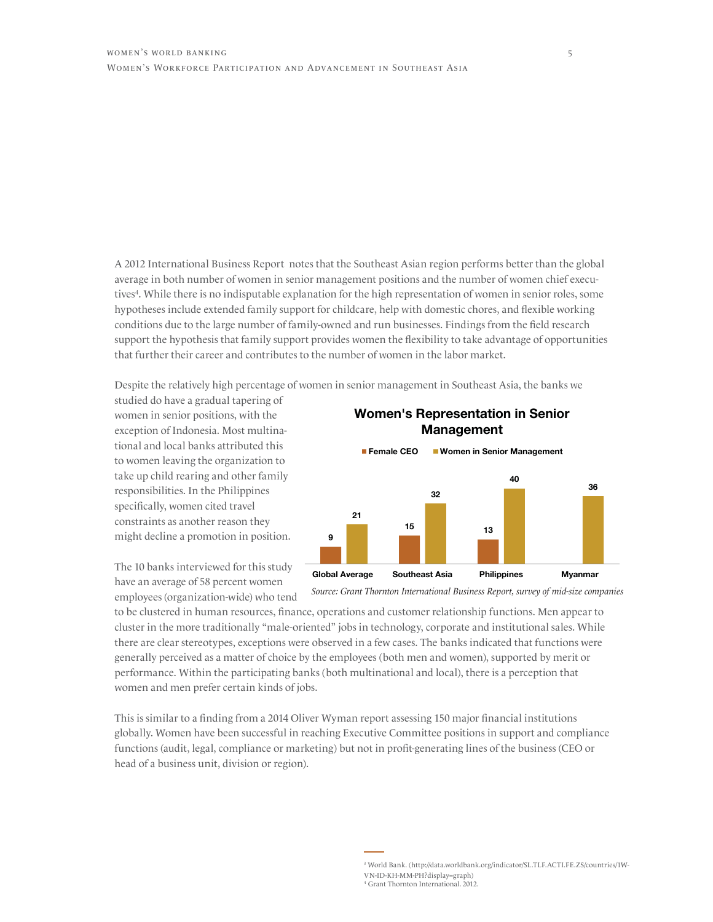A 2012 International Business Report notes that the Southeast Asian region performs better than the global average in both number of women in senior management positions and the number of women chief executives[4]. While there is no indisputable explanation for the high representation of women in senior roles, some hypotheses include extended family support for childcare, help with domestic chores, and flexible working conditions due to the large number of family-owned and run businesses. Findings from the field research support the hypothesis that family support provides women the flexibility to take advantage of opportunities that further their career and contributes to the number of women in the labor market.

Despite the relatively high percentage of women in senior management in Southeast Asia, the banks we studied do have a gradual tapering of women in senior positions, with the exception of Indonesia. Most multinational and local banks attributed this to women leaving the organization to take up child rearing and other family responsibilities. In the Philippines specifically, women cited travel constraints as another reason they might decline a promotion in position.

**Women's Representation in Senior Management**

| | Female CEO | Women in Senior Management |
|---|---|---|
| Global Average | 9 | 21 |
| Southeast Asia | 15 | 32 |
| Philippines | 13 | 40 |
| Myanmar | | 36 |

*Source: Grant Thornton International Business Report, survey of mid-size companies*

The 10 banks interviewed for this study have an average of 58 percent women employees (organization-wide) who tend to be clustered in human resources, finance, operations and customer relationship functions. Men appear to cluster in the more traditionally "male-oriented" jobs in technology, corporate and institutional sales. While there are clear stereotypes, exceptions were observed in a few cases. The banks indicated that functions were generally perceived as a matter of choice by the employees (both men and women), supported by merit or performance. Within the participating banks (both multinational and local), there is a perception that women and men prefer certain kinds of jobs.

This is similar to a finding from a 2014 Oliver Wyman report assessing 150 major financial institutions globally. Women have been successful in reaching Executive Committee positions in support and compliance functions (audit, legal, compliance or marketing) but not in profit-generating lines of the business (CEO or head of a business unit, division or region).

[3] World Bank. (http://data.worldbank.org/indicator/SL.TLF.ACTI.FE.ZS/countries/1W-VN-ID-KH-MM-PH?display=graph)
[4] Grant Thornton International. 2012.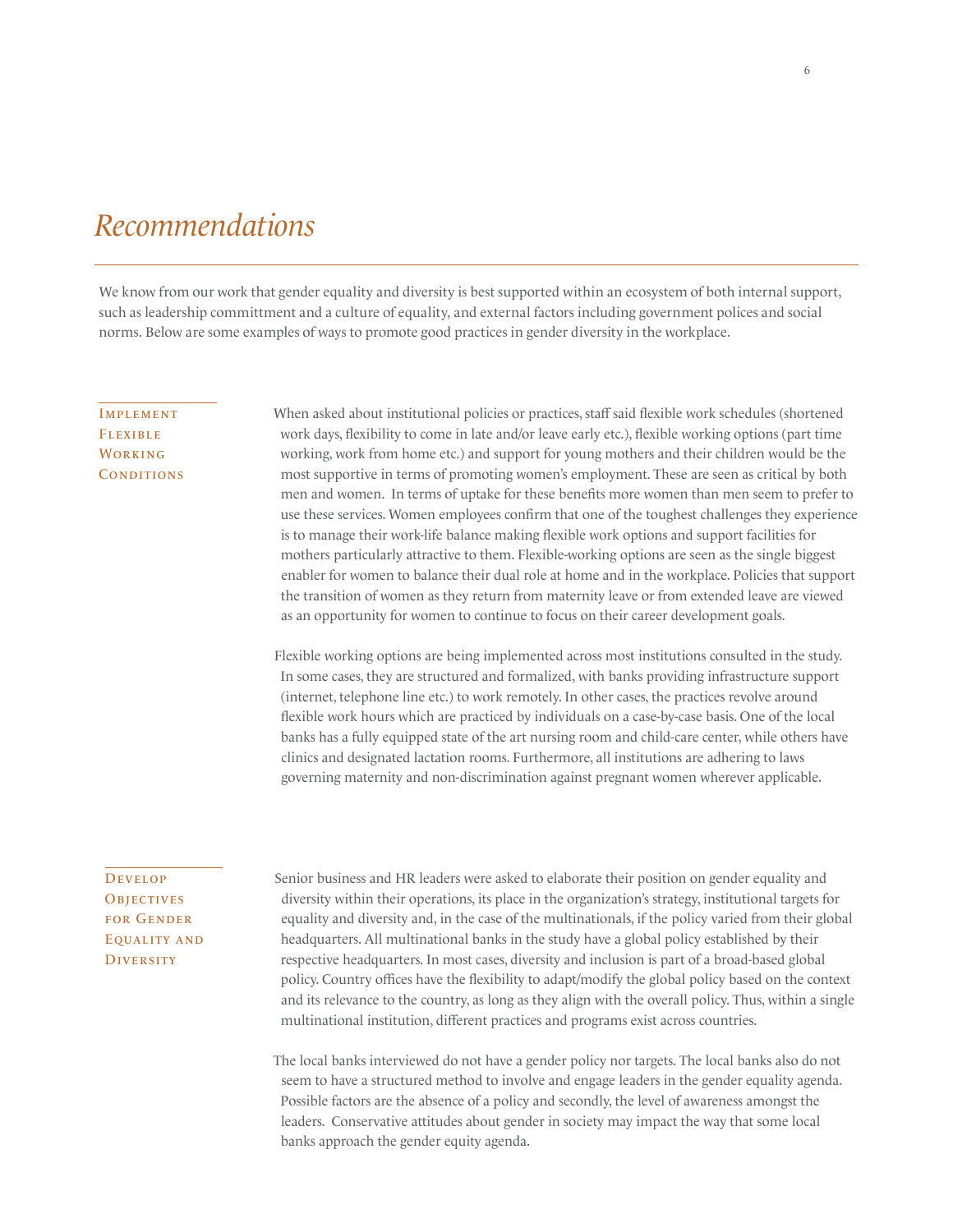# Recommendations

We know from our work that gender equality and diversity is best supported within an ecosystem of both internal support, such as leadership committment and a culture of equality, and external factors including government polices and social norms. Below are some examples of ways to promote good practices in gender diversity in the workplace.

## Implement Flexible Working Conditions

When asked about institutional policies or practices, staff said flexible work schedules (shortened work days, flexibility to come in late and/or leave early etc.), flexible working options (part time working, work from home etc.) and support for young mothers and their children would be the most supportive in terms of promoting women's employment. These are seen as critical by both men and women. In terms of uptake for these benefits more women than men seem to prefer to use these services. Women employees confirm that one of the toughest challenges they experience is to manage their work-life balance making flexible work options and support facilities for mothers particularly attractive to them. Flexible-working options are seen as the single biggest enabler for women to balance their dual role at home and in the workplace. Policies that support the transition of women as they return from maternity leave or from extended leave are viewed as an opportunity for women to continue to focus on their career development goals.

Flexible working options are being implemented across most institutions consulted in the study. In some cases, they are structured and formalized, with banks providing infrastructure support (internet, telephone line etc.) to work remotely. In other cases, the practices revolve around flexible work hours which are practiced by individuals on a case-by-case basis. One of the local banks has a fully equipped state of the art nursing room and child-care center, while others have clinics and designated lactation rooms. Furthermore, all institutions are adhering to laws governing maternity and non-discrimination against pregnant women wherever applicable.

## Develop Objectives for Gender Equality and Diversity

Senior business and HR leaders were asked to elaborate their position on gender equality and diversity within their operations, its place in the organization's strategy, institutional targets for equality and diversity and, in the case of the multinationals, if the policy varied from their global headquarters. All multinational banks in the study have a global policy established by their respective headquarters. In most cases, diversity and inclusion is part of a broad-based global policy. Country offices have the flexibility to adapt/modify the global policy based on the context and its relevance to the country, as long as they align with the overall policy. Thus, within a single multinational institution, different practices and programs exist across countries.

The local banks interviewed do not have a gender policy nor targets. The local banks also do not seem to have a structured method to involve and engage leaders in the gender equality agenda. Possible factors are the absence of a policy and secondly, the level of awareness amongst the leaders. Conservative attitudes about gender in society may impact the way that some local banks approach the gender equity agenda.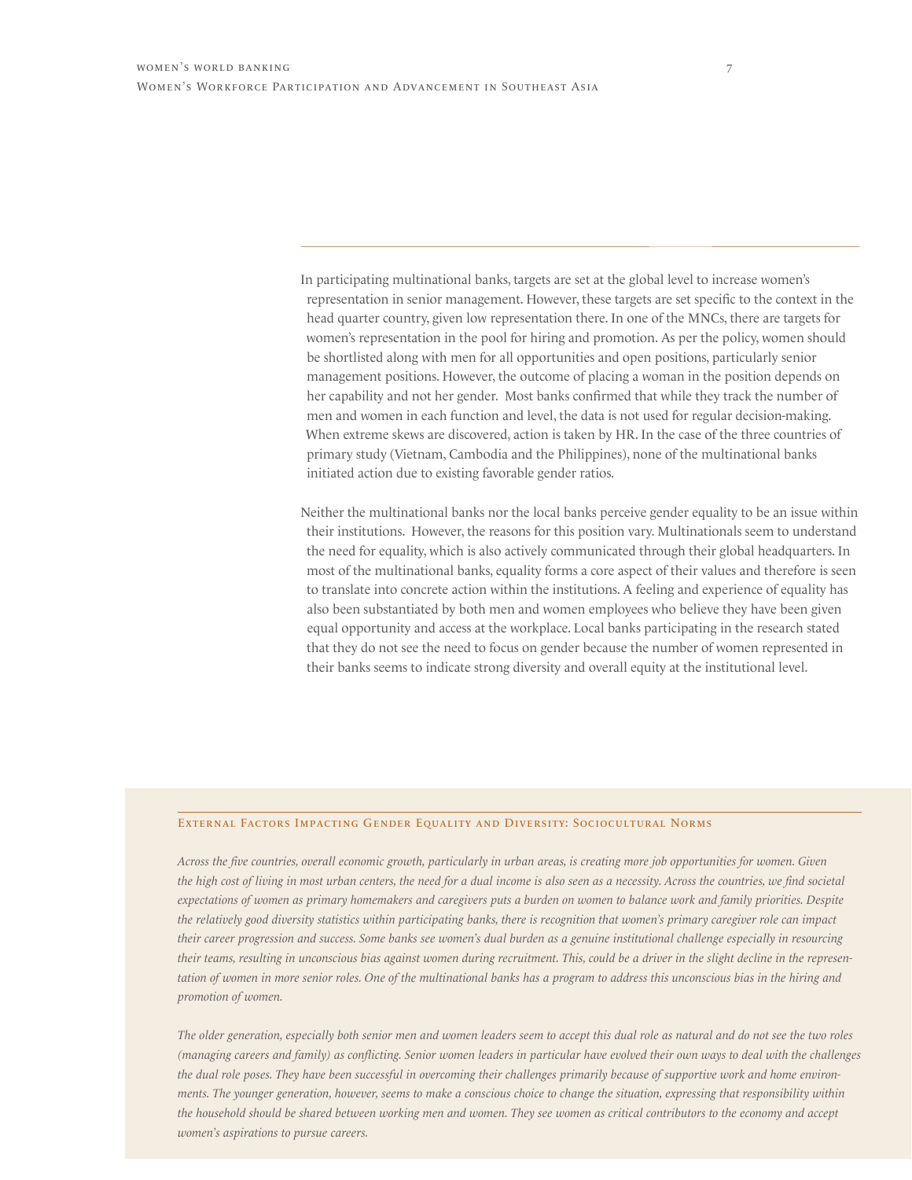In participating multinational banks, targets are set at the global level to increase women's representation in senior management. However, these targets are set specific to the context in the head quarter country, given low representation there. In one of the MNCs, there are targets for women's representation in the pool for hiring and promotion. As per the policy, women should be shortlisted along with men for all opportunities and open positions, particularly senior management positions. However, the outcome of placing a woman in the position depends on her capability and not her gender. Most banks confirmed that while they track the number of men and women in each function and level, the data is not used for regular decision-making. When extreme skews are discovered, action is taken by HR. In the case of the three countries of primary study (Vietnam, Cambodia and the Philippines), none of the multinational banks initiated action due to existing favorable gender ratios.

Neither the multinational banks nor the local banks perceive gender equality to be an issue within their institutions. However, the reasons for this position vary. Multinationals seem to understand the need for equality, which is also actively communicated through their global headquarters. In most of the multinational banks, equality forms a core aspect of their values and therefore is seen to translate into concrete action within the institutions. A feeling and experience of equality has also been substantiated by both men and women employees who believe they have been given equal opportunity and access at the workplace. Local banks participating in the research stated that they do not see the need to focus on gender because the number of women represented in their banks seems to indicate strong diversity and overall equity at the institutional level.

## External Factors Impacting Gender Equality and Diversity: Sociocultural Norms

*Across the five countries, overall economic growth, particularly in urban areas, is creating more job opportunities for women. Given the high cost of living in most urban centers, the need for a dual income is also seen as a necessity. Across the countries, we find societal expectations of women as primary homemakers and caregivers puts a burden on women to balance work and family priorities. Despite the relatively good diversity statistics within participating banks, there is recognition that women's primary caregiver role can impact their career progression and success. Some banks see women's dual burden as a genuine institutional challenge especially in resourcing their teams, resulting in unconscious bias against women during recruitment. This, could be a driver in the slight decline in the representation of women in more senior roles. One of the multinational banks has a program to address this unconscious bias in the hiring and promotion of women.*

*The older generation, especially both senior men and women leaders seem to accept this dual role as natural and do not see the two roles (managing careers and family) as conflicting. Senior women leaders in particular have evolved their own ways to deal with the challenges the dual role poses. They have been successful in overcoming their challenges primarily because of supportive work and home environments. The younger generation, however, seems to make a conscious choice to change the situation, expressing that responsibility within the household should be shared between working men and women. They see women as critical contributors to the economy and accept women's aspirations to pursue careers.*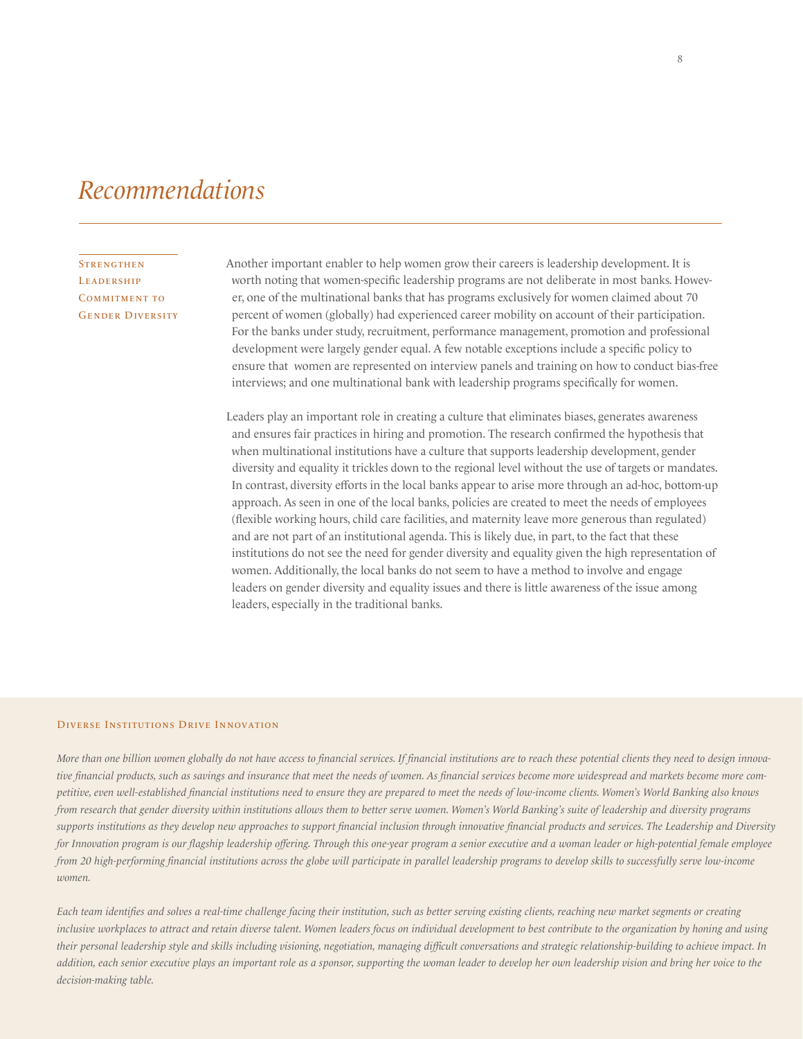# Recommendations

## Strengthen Leadership Commitment to Gender Diversity

Another important enabler to help women grow their careers is leadership development. It is worth noting that women-specific leadership programs are not deliberate in most banks. However, one of the multinational banks that has programs exclusively for women claimed about 70 percent of women (globally) had experienced career mobility on account of their participation. For the banks under study, recruitment, performance management, promotion and professional development were largely gender equal. A few notable exceptions include a specific policy to ensure that women are represented on interview panels and training on how to conduct bias-free interviews; and one multinational bank with leadership programs specifically for women.

Leaders play an important role in creating a culture that eliminates biases, generates awareness and ensures fair practices in hiring and promotion. The research confirmed the hypothesis that when multinational institutions have a culture that supports leadership development, gender diversity and equality it trickles down to the regional level without the use of targets or mandates. In contrast, diversity efforts in the local banks appear to arise more through an ad-hoc, bottom-up approach. As seen in one of the local banks, policies are created to meet the needs of employees (flexible working hours, child care facilities, and maternity leave more generous than regulated) and are not part of an institutional agenda. This is likely due, in part, to the fact that these institutions do not see the need for gender diversity and equality given the high representation of women. Additionally, the local banks do not seem to have a method to involve and engage leaders on gender diversity and equality issues and there is little awareness of the issue among leaders, especially in the traditional banks.

### Diverse Institutions Drive Innovation

*More than one billion women globally do not have access to financial services. If financial institutions are to reach these potential clients they need to design innovative financial products, such as savings and insurance that meet the needs of women. As financial services become more widespread and markets become more competitive, even well-established financial institutions need to ensure they are prepared to meet the needs of low-income clients. Women's World Banking also knows from research that gender diversity within institutions allows them to better serve women. Women's World Banking's suite of leadership and diversity programs supports institutions as they develop new approaches to support financial inclusion through innovative financial products and services. The Leadership and Diversity for Innovation program is our flagship leadership offering. Through this one-year program a senior executive and a woman leader or high-potential female employee from 20 high-performing financial institutions across the globe will participate in parallel leadership programs to develop skills to successfully serve low-income women.*

*Each team identifies and solves a real-time challenge facing their institution, such as better serving existing clients, reaching new market segments or creating inclusive workplaces to attract and retain diverse talent. Women leaders focus on individual development to best contribute to the organization by honing and using their personal leadership style and skills including visioning, negotiation, managing difficult conversations and strategic relationship-building to achieve impact. In addition, each senior executive plays an important role as a sponsor, supporting the woman leader to develop her own leadership vision and bring her voice to the decision-making table.*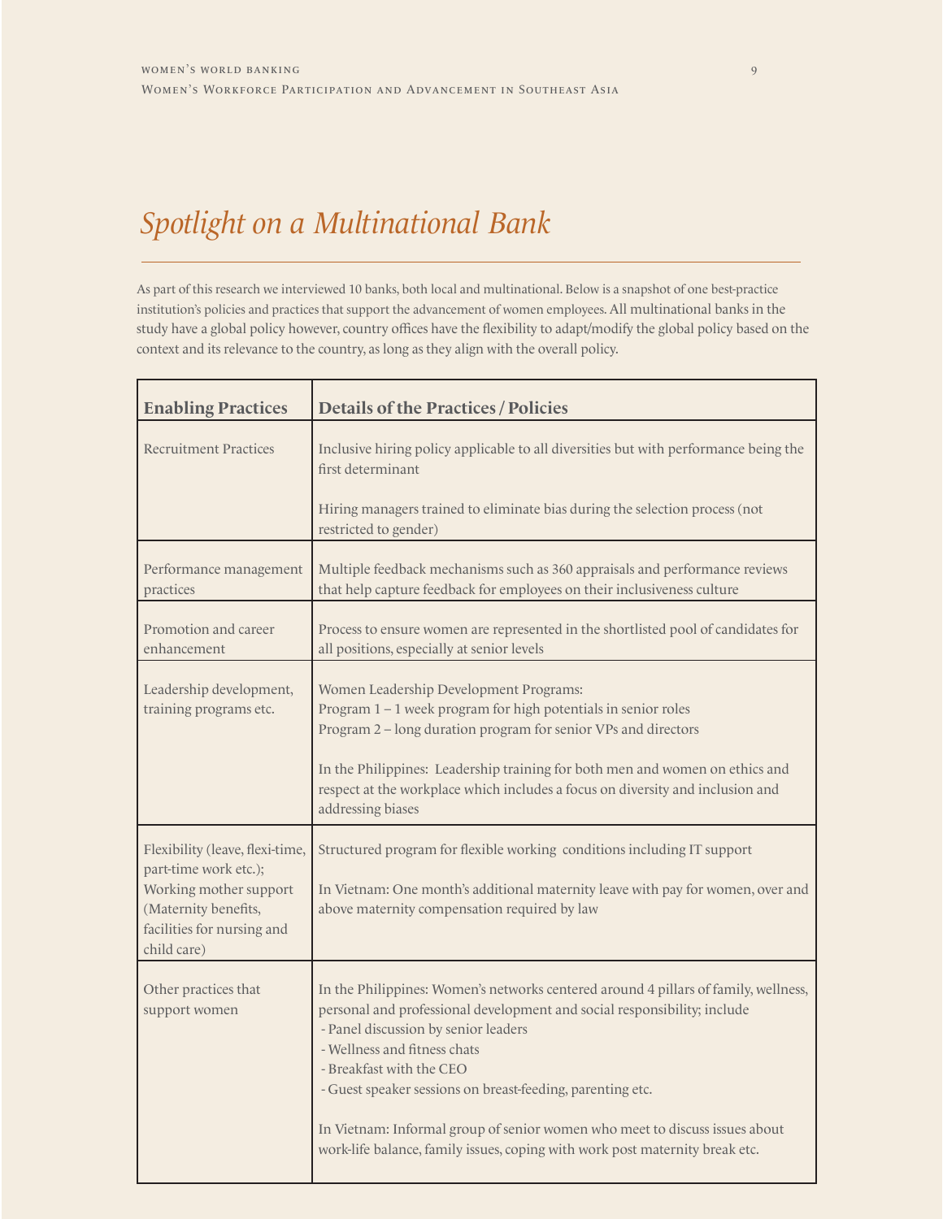## *Spotlight on a Multinational Bank*

As part of this research we interviewed 10 banks, both local and multinational. Below is a snapshot of one best-practice institution's policies and practices that support the advancement of women employees. All multinational banks in the study have a global policy however, country offices have the flexibility to adapt/modify the global policy based on the context and its relevance to the country, as long as they align with the overall policy.

| Enabling Practices | Details of the Practices / Policies |
| --- | --- |
| Recruitment Practices | Inclusive hiring policy applicable to all diversities but with performance being the first determinant<br><br>Hiring managers trained to eliminate bias during the selection process (not restricted to gender) |
| Performance management practices | Multiple feedback mechanisms such as 360 appraisals and performance reviews that help capture feedback for employees on their inclusiveness culture |
| Promotion and career enhancement | Process to ensure women are represented in the shortlisted pool of candidates for all positions, especially at senior levels |
| Leadership development, training programs etc. | Women Leadership Development Programs:<br>Program 1 – 1 week program for high potentials in senior roles<br>Program 2 – long duration program for senior VPs and directors<br><br>In the Philippines: Leadership training for both men and women on ethics and respect at the workplace which includes a focus on diversity and inclusion and addressing biases |
| Flexibility (leave, flexi-time, part-time work etc.); Working mother support (Maternity benefits, facilities for nursing and child care) | Structured program for flexible working conditions including IT support<br><br>In Vietnam: One month's additional maternity leave with pay for women, over and above maternity compensation required by law |
| Other practices that support women | In the Philippines: Women's networks centered around 4 pillars of family, wellness, personal and professional development and social responsibility; include<br>- Panel discussion by senior leaders<br>- Wellness and fitness chats<br>- Breakfast with the CEO<br>- Guest speaker sessions on breast-feeding, parenting etc.<br><br>In Vietnam: Informal group of senior women who meet to discuss issues about work-life balance, family issues, coping with work post maternity break etc. |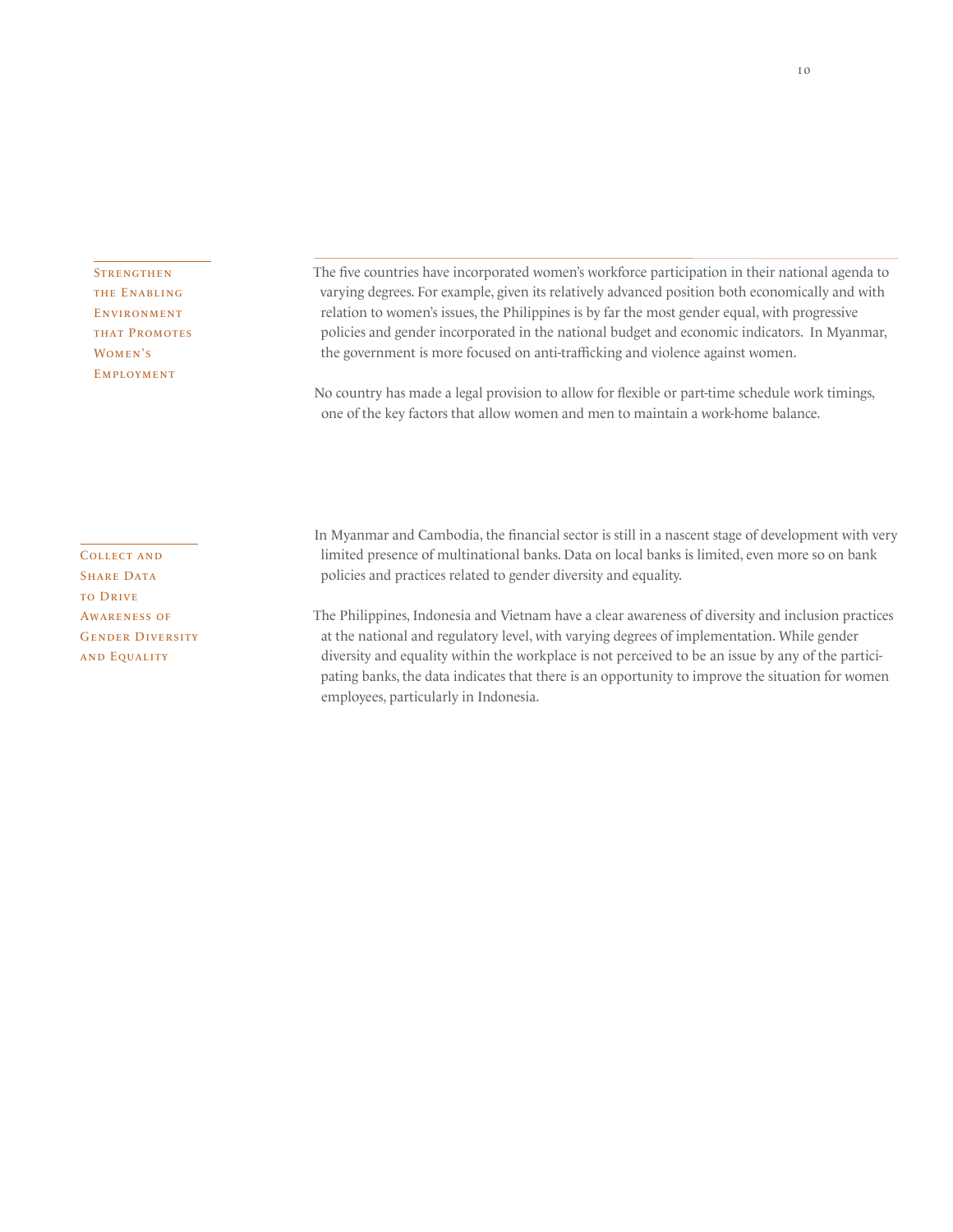### Strengthen the Enabling Environment that Promotes Women's Employment

The five countries have incorporated women's workforce participation in their national agenda to varying degrees. For example, given its relatively advanced position both economically and with relation to women's issues, the Philippines is by far the most gender equal, with progressive policies and gender incorporated in the national budget and economic indicators. In Myanmar, the government is more focused on anti-trafficking and violence against women.

No country has made a legal provision to allow for flexible or part-time schedule work timings, one of the key factors that allow women and men to maintain a work-home balance.

### Collect and Share Data to Drive Awareness of Gender Diversity and Equality

In Myanmar and Cambodia, the financial sector is still in a nascent stage of development with very limited presence of multinational banks. Data on local banks is limited, even more so on bank policies and practices related to gender diversity and equality.

The Philippines, Indonesia and Vietnam have a clear awareness of diversity and inclusion practices at the national and regulatory level, with varying degrees of implementation. While gender diversity and equality within the workplace is not perceived to be an issue by any of the participating banks, the data indicates that there is an opportunity to improve the situation for women employees, particularly in Indonesia.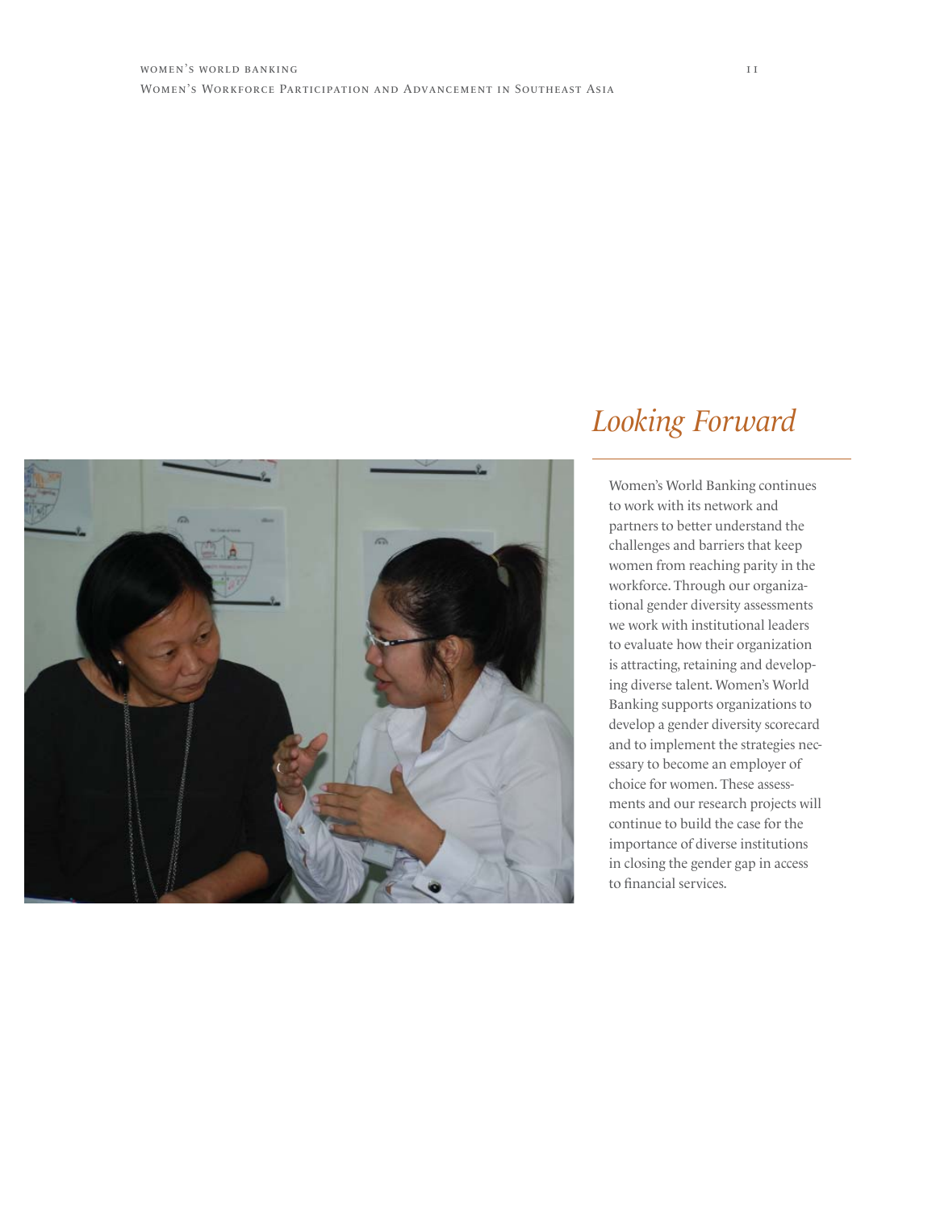# *Looking Forward*

Women's World Banking continues to work with its network and partners to better understand the challenges and barriers that keep women from reaching parity in the workforce. Through our organizational gender diversity assessments we work with institutional leaders to evaluate how their organization is attracting, retaining and developing diverse talent. Women's World Banking supports organizations to develop a gender diversity scorecard and to implement the strategies necessary to become an employer of choice for women. These assessments and our research projects will continue to build the case for the importance of diverse institutions in closing the gender gap in access to financial services.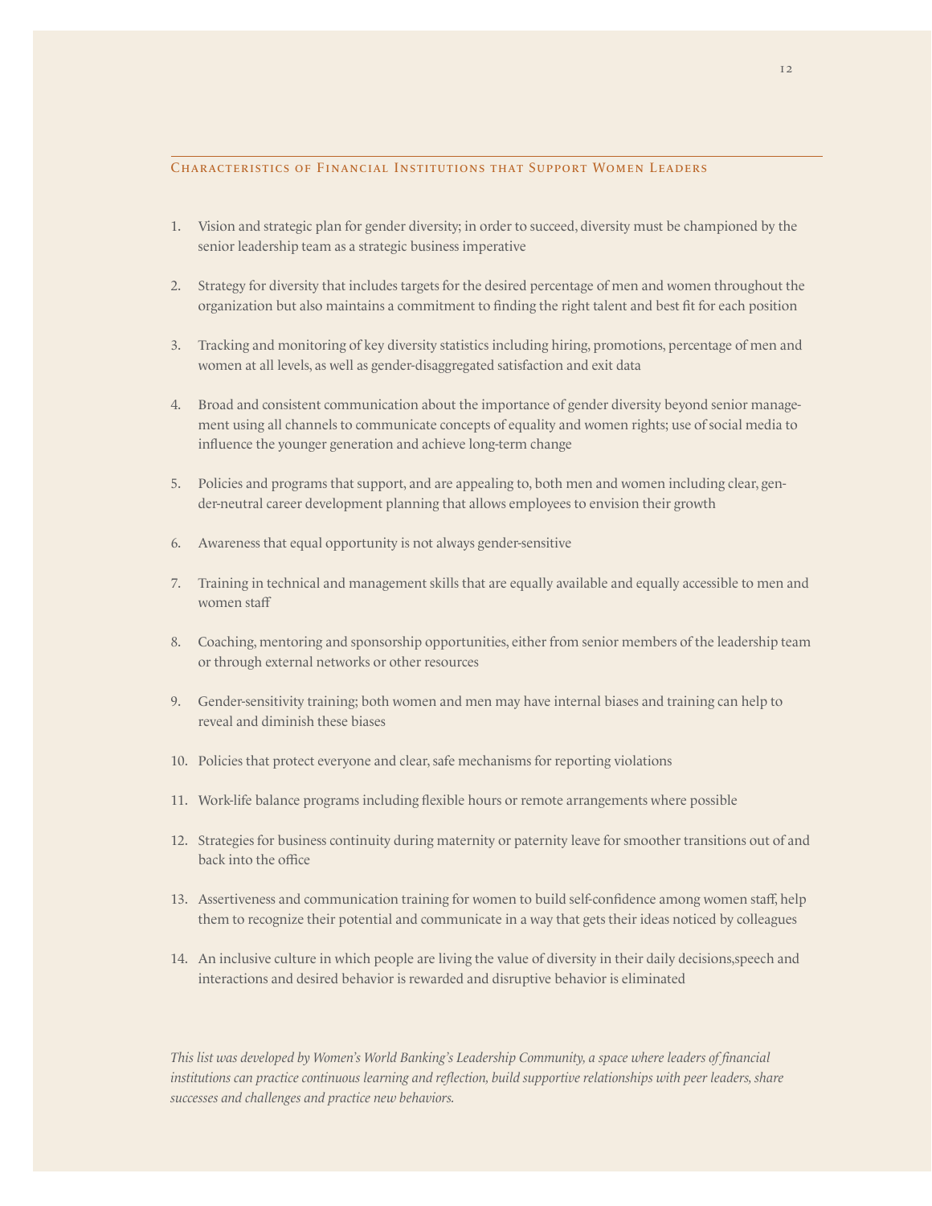## Characteristics of Financial Institutions that Support Women Leaders

1. Vision and strategic plan for gender diversity; in order to succeed, diversity must be championed by the senior leadership team as a strategic business imperative

2. Strategy for diversity that includes targets for the desired percentage of men and women throughout the organization but also maintains a commitment to finding the right talent and best fit for each position

3. Tracking and monitoring of key diversity statistics including hiring, promotions, percentage of men and women at all levels, as well as gender-disaggregated satisfaction and exit data

4. Broad and consistent communication about the importance of gender diversity beyond senior management using all channels to communicate concepts of equality and women rights; use of social media to influence the younger generation and achieve long-term change

5. Policies and programs that support, and are appealing to, both men and women including clear, gender-neutral career development planning that allows employees to envision their growth

6. Awareness that equal opportunity is not always gender-sensitive

7. Training in technical and management skills that are equally available and equally accessible to men and women staff

8. Coaching, mentoring and sponsorship opportunities, either from senior members of the leadership team or through external networks or other resources

9. Gender-sensitivity training; both women and men may have internal biases and training can help to reveal and diminish these biases

10. Policies that protect everyone and clear, safe mechanisms for reporting violations

11. Work-life balance programs including flexible hours or remote arrangements where possible

12. Strategies for business continuity during maternity or paternity leave for smoother transitions out of and back into the office

13. Assertiveness and communication training for women to build self-confidence among women staff, help them to recognize their potential and communicate in a way that gets their ideas noticed by colleagues

14. An inclusive culture in which people are living the value of diversity in their daily decisions,speech and interactions and desired behavior is rewarded and disruptive behavior is eliminated

*This list was developed by Women's World Banking's Leadership Community, a space where leaders of financial institutions can practice continuous learning and reflection, build supportive relationships with peer leaders, share successes and challenges and practice new behaviors.*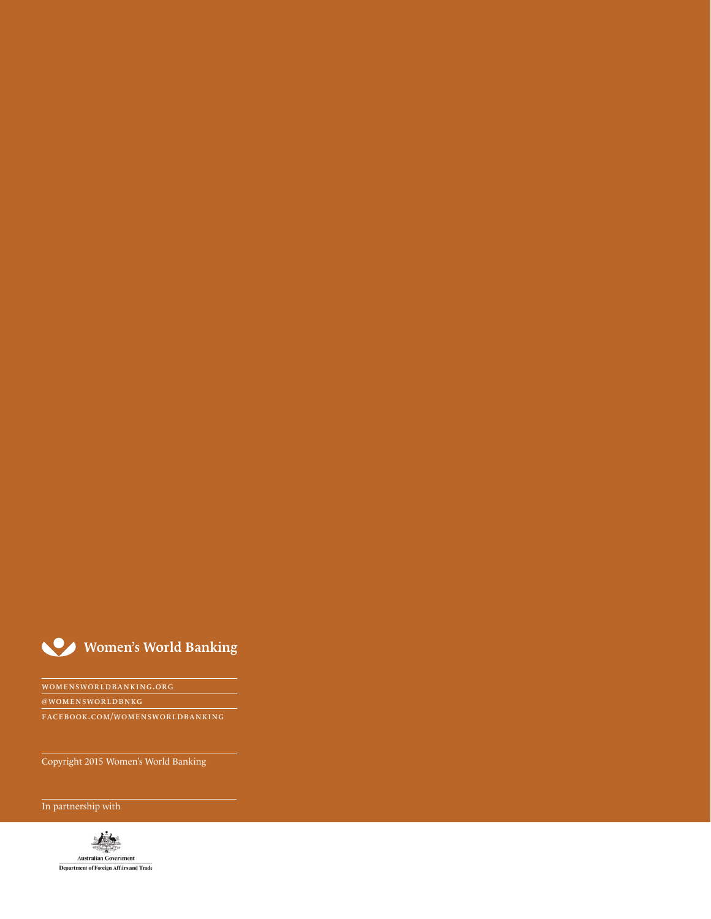Women's World Banking

WOMENSWORLDBANKING.ORG

@WOMENSWORLDBNKG

FACEBOOK.COM/WOMENSWORLDBANKING

Copyright 2015 Women's World Banking

In partnership with

Australian Government

Department of Foreign Affairs and Trade